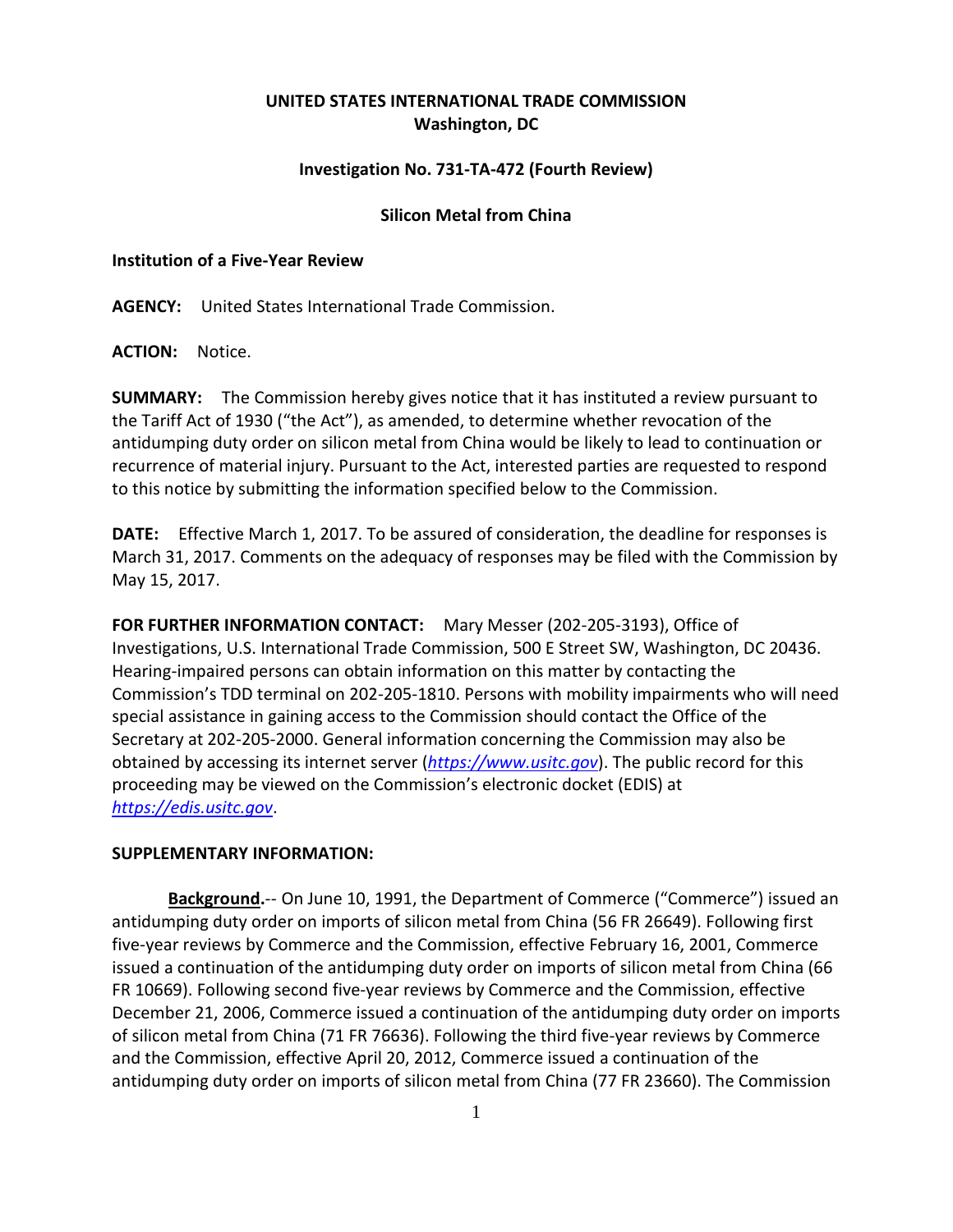**UNITED STATES INTERNATIONAL TRADE COMMISSION**
**Washington, DC**

**Investigation No. 731-TA-472 (Fourth Review)**

**Silicon Metal from China**

**Institution of a Five-Year Review**

**AGENCY:** United States International Trade Commission.

**ACTION:** Notice.

**SUMMARY:** The Commission hereby gives notice that it has instituted a review pursuant to the Tariff Act of 1930 ("the Act"), as amended, to determine whether revocation of the antidumping duty order on silicon metal from China would be likely to lead to continuation or recurrence of material injury. Pursuant to the Act, interested parties are requested to respond to this notice by submitting the information specified below to the Commission.

**DATE:** Effective March 1, 2017. To be assured of consideration, the deadline for responses is March 31, 2017. Comments on the adequacy of responses may be filed with the Commission by May 15, 2017.

**FOR FURTHER INFORMATION CONTACT:** Mary Messer (202-205-3193), Office of Investigations, U.S. International Trade Commission, 500 E Street SW, Washington, DC 20436. Hearing-impaired persons can obtain information on this matter by contacting the Commission's TDD terminal on 202-205-1810. Persons with mobility impairments who will need special assistance in gaining access to the Commission should contact the Office of the Secretary at 202-205-2000. General information concerning the Commission may also be obtained by accessing its internet server (*https://www.usitc.gov*). The public record for this proceeding may be viewed on the Commission's electronic docket (EDIS) at *https://edis.usitc.gov*.

**SUPPLEMENTARY INFORMATION:**

**Background.**-- On June 10, 1991, the Department of Commerce ("Commerce") issued an antidumping duty order on imports of silicon metal from China (56 FR 26649). Following first five-year reviews by Commerce and the Commission, effective February 16, 2001, Commerce issued a continuation of the antidumping duty order on imports of silicon metal from China (66 FR 10669). Following second five-year reviews by Commerce and the Commission, effective December 21, 2006, Commerce issued a continuation of the antidumping duty order on imports of silicon metal from China (71 FR 76636). Following the third five-year reviews by Commerce and the Commission, effective April 20, 2012, Commerce issued a continuation of the antidumping duty order on imports of silicon metal from China (77 FR 23660). The Commission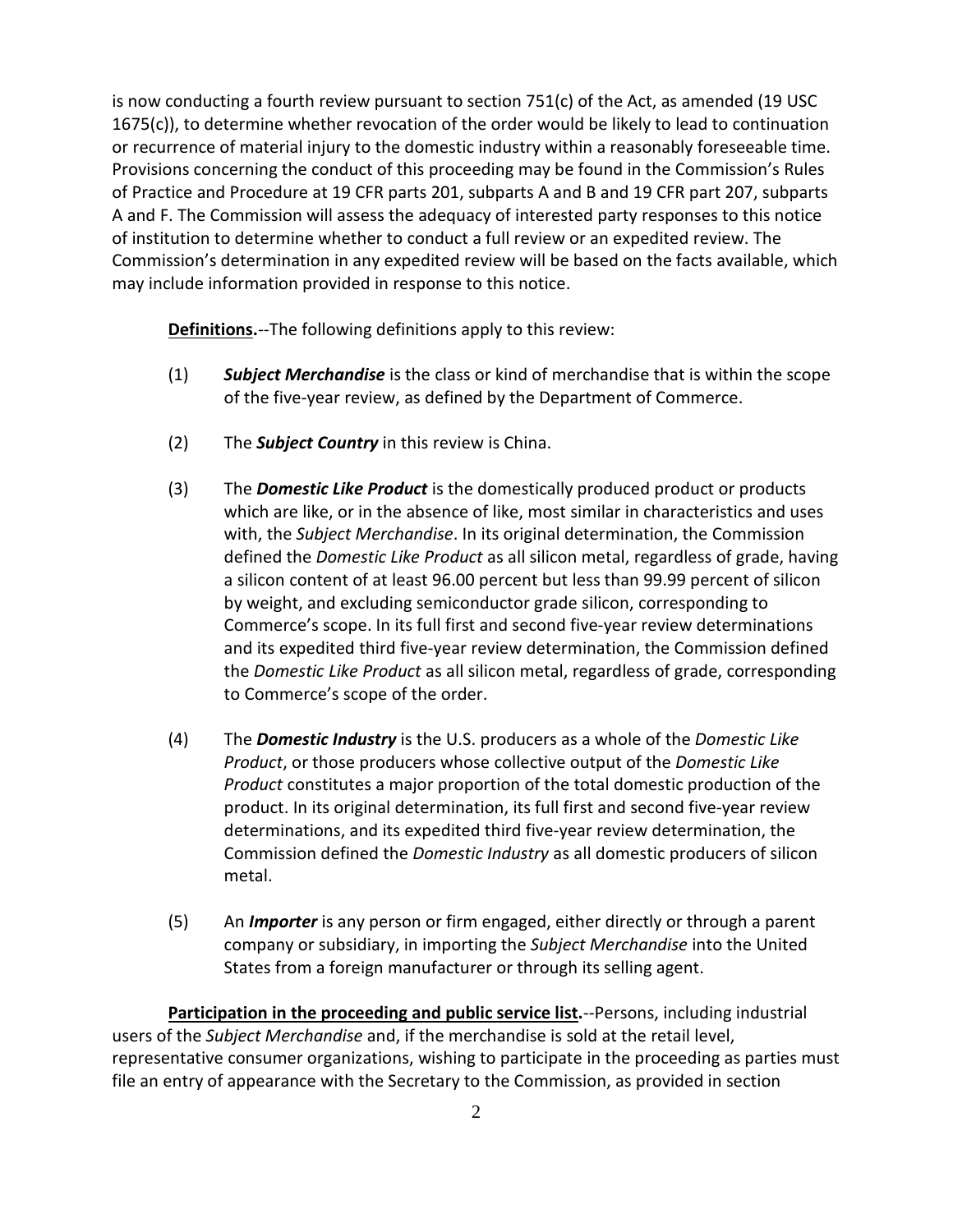is now conducting a fourth review pursuant to section 751(c) of the Act, as amended (19 USC 1675(c)), to determine whether revocation of the order would be likely to lead to continuation or recurrence of material injury to the domestic industry within a reasonably foreseeable time. Provisions concerning the conduct of this proceeding may be found in the Commission's Rules of Practice and Procedure at 19 CFR parts 201, subparts A and B and 19 CFR part 207, subparts A and F. The Commission will assess the adequacy of interested party responses to this notice of institution to determine whether to conduct a full review or an expedited review. The Commission's determination in any expedited review will be based on the facts available, which may include information provided in response to this notice.

**Definitions.**--The following definitions apply to this review:

(1) ***Subject Merchandise*** is the class or kind of merchandise that is within the scope of the five-year review, as defined by the Department of Commerce.

(2) The ***Subject Country*** in this review is China.

(3) The ***Domestic Like Product*** is the domestically produced product or products which are like, or in the absence of like, most similar in characteristics and uses with, the *Subject Merchandise*. In its original determination, the Commission defined the *Domestic Like Product* as all silicon metal, regardless of grade, having a silicon content of at least 96.00 percent but less than 99.99 percent of silicon by weight, and excluding semiconductor grade silicon, corresponding to Commerce's scope. In its full first and second five-year review determinations and its expedited third five-year review determination, the Commission defined the *Domestic Like Product* as all silicon metal, regardless of grade, corresponding to Commerce's scope of the order.

(4) The ***Domestic Industry*** is the U.S. producers as a whole of the *Domestic Like Product*, or those producers whose collective output of the *Domestic Like Product* constitutes a major proportion of the total domestic production of the product. In its original determination, its full first and second five-year review determinations, and its expedited third five-year review determination, the Commission defined the *Domestic Industry* as all domestic producers of silicon metal.

(5) An ***Importer*** is any person or firm engaged, either directly or through a parent company or subsidiary, in importing the *Subject Merchandise* into the United States from a foreign manufacturer or through its selling agent.

**Participation in the proceeding and public service list.**--Persons, including industrial users of the *Subject Merchandise* and, if the merchandise is sold at the retail level, representative consumer organizations, wishing to participate in the proceeding as parties must file an entry of appearance with the Secretary to the Commission, as provided in section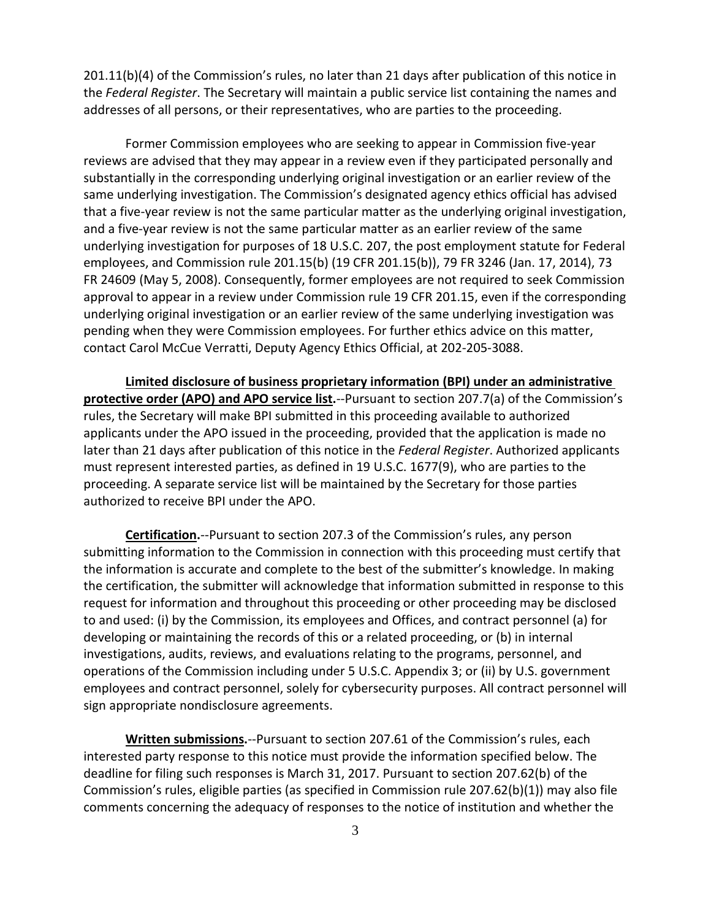201.11(b)(4) of the Commission's rules, no later than 21 days after publication of this notice in the *Federal Register*. The Secretary will maintain a public service list containing the names and addresses of all persons, or their representatives, who are parties to the proceeding.

Former Commission employees who are seeking to appear in Commission five-year reviews are advised that they may appear in a review even if they participated personally and substantially in the corresponding underlying original investigation or an earlier review of the same underlying investigation. The Commission's designated agency ethics official has advised that a five-year review is not the same particular matter as the underlying original investigation, and a five-year review is not the same particular matter as an earlier review of the same underlying investigation for purposes of 18 U.S.C. 207, the post employment statute for Federal employees, and Commission rule 201.15(b) (19 CFR 201.15(b)), 79 FR 3246 (Jan. 17, 2014), 73 FR 24609 (May 5, 2008). Consequently, former employees are not required to seek Commission approval to appear in a review under Commission rule 19 CFR 201.15, even if the corresponding underlying original investigation or an earlier review of the same underlying investigation was pending when they were Commission employees. For further ethics advice on this matter, contact Carol McCue Verratti, Deputy Agency Ethics Official, at 202-205-3088.

**Limited disclosure of business proprietary information (BPI) under an administrative protective order (APO) and APO service list.**--Pursuant to section 207.7(a) of the Commission's rules, the Secretary will make BPI submitted in this proceeding available to authorized applicants under the APO issued in the proceeding, provided that the application is made no later than 21 days after publication of this notice in the *Federal Register*. Authorized applicants must represent interested parties, as defined in 19 U.S.C. 1677(9), who are parties to the proceeding. A separate service list will be maintained by the Secretary for those parties authorized to receive BPI under the APO.

**Certification.**--Pursuant to section 207.3 of the Commission's rules, any person submitting information to the Commission in connection with this proceeding must certify that the information is accurate and complete to the best of the submitter's knowledge. In making the certification, the submitter will acknowledge that information submitted in response to this request for information and throughout this proceeding or other proceeding may be disclosed to and used: (i) by the Commission, its employees and Offices, and contract personnel (a) for developing or maintaining the records of this or a related proceeding, or (b) in internal investigations, audits, reviews, and evaluations relating to the programs, personnel, and operations of the Commission including under 5 U.S.C. Appendix 3; or (ii) by U.S. government employees and contract personnel, solely for cybersecurity purposes. All contract personnel will sign appropriate nondisclosure agreements.

**Written submissions.**--Pursuant to section 207.61 of the Commission's rules, each interested party response to this notice must provide the information specified below. The deadline for filing such responses is March 31, 2017. Pursuant to section 207.62(b) of the Commission's rules, eligible parties (as specified in Commission rule 207.62(b)(1)) may also file comments concerning the adequacy of responses to the notice of institution and whether the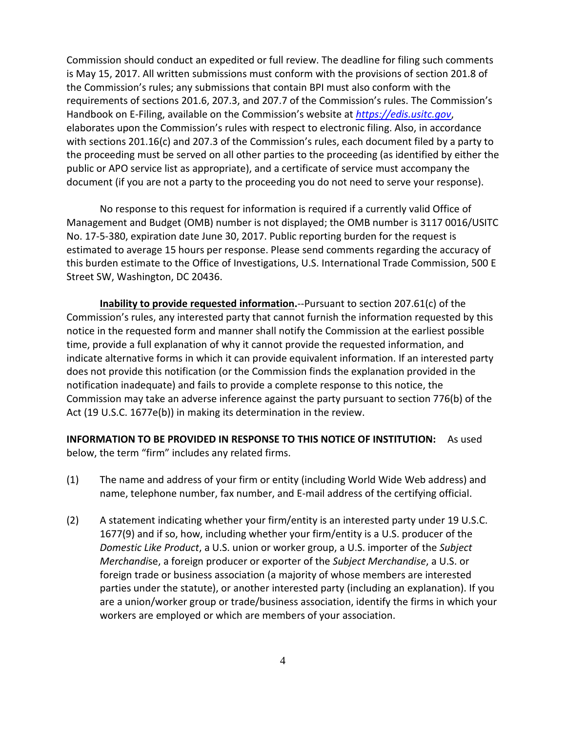Commission should conduct an expedited or full review. The deadline for filing such comments is May 15, 2017. All written submissions must conform with the provisions of section 201.8 of the Commission's rules; any submissions that contain BPI must also conform with the requirements of sections 201.6, 207.3, and 207.7 of the Commission's rules. The Commission's Handbook on E-Filing, available on the Commission's website at *https://edis.usitc.gov*, elaborates upon the Commission's rules with respect to electronic filing. Also, in accordance with sections 201.16(c) and 207.3 of the Commission's rules, each document filed by a party to the proceeding must be served on all other parties to the proceeding (as identified by either the public or APO service list as appropriate), and a certificate of service must accompany the document (if you are not a party to the proceeding you do not need to serve your response).

No response to this request for information is required if a currently valid Office of Management and Budget (OMB) number is not displayed; the OMB number is 3117 0016/USITC No. 17-5-380, expiration date June 30, 2017. Public reporting burden for the request is estimated to average 15 hours per response. Please send comments regarding the accuracy of this burden estimate to the Office of Investigations, U.S. International Trade Commission, 500 E Street SW, Washington, DC 20436.

**Inability to provide requested information.**--Pursuant to section 207.61(c) of the Commission's rules, any interested party that cannot furnish the information requested by this notice in the requested form and manner shall notify the Commission at the earliest possible time, provide a full explanation of why it cannot provide the requested information, and indicate alternative forms in which it can provide equivalent information. If an interested party does not provide this notification (or the Commission finds the explanation provided in the notification inadequate) and fails to provide a complete response to this notice, the Commission may take an adverse inference against the party pursuant to section 776(b) of the Act (19 U.S.C. 1677e(b)) in making its determination in the review.

**INFORMATION TO BE PROVIDED IN RESPONSE TO THIS NOTICE OF INSTITUTION:** As used below, the term "firm" includes any related firms.

(1) The name and address of your firm or entity (including World Wide Web address) and name, telephone number, fax number, and E-mail address of the certifying official.

(2) A statement indicating whether your firm/entity is an interested party under 19 U.S.C. 1677(9) and if so, how, including whether your firm/entity is a U.S. producer of the *Domestic Like Product*, a U.S. union or worker group, a U.S. importer of the *Subject Merchandise*, a foreign producer or exporter of the *Subject Merchandise*, a U.S. or foreign trade or business association (a majority of whose members are interested parties under the statute), or another interested party (including an explanation). If you are a union/worker group or trade/business association, identify the firms in which your workers are employed or which are members of your association.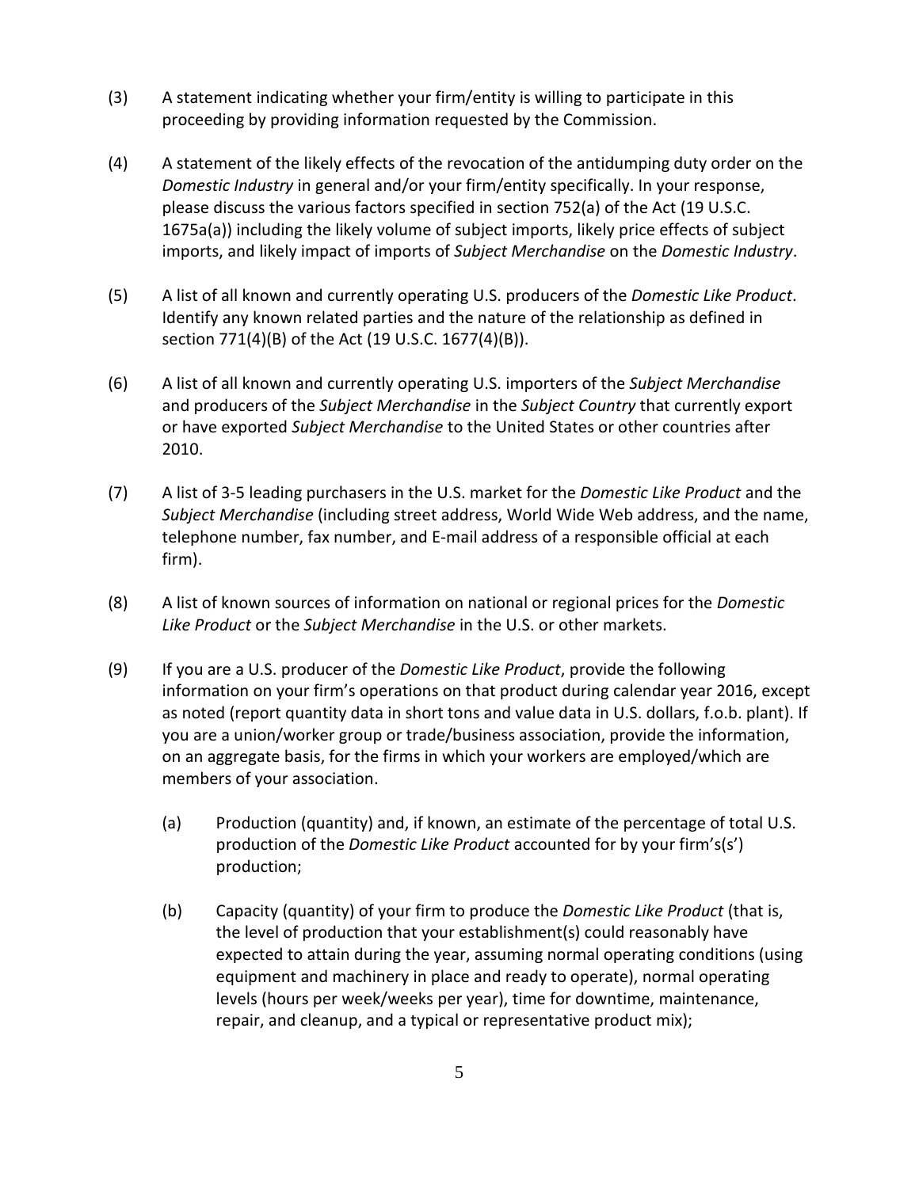(3) A statement indicating whether your firm/entity is willing to participate in this proceeding by providing information requested by the Commission.

(4) A statement of the likely effects of the revocation of the antidumping duty order on the *Domestic Industry* in general and/or your firm/entity specifically. In your response, please discuss the various factors specified in section 752(a) of the Act (19 U.S.C. 1675a(a)) including the likely volume of subject imports, likely price effects of subject imports, and likely impact of imports of *Subject Merchandise* on the *Domestic Industry*.

(5) A list of all known and currently operating U.S. producers of the *Domestic Like Product*. Identify any known related parties and the nature of the relationship as defined in section 771(4)(B) of the Act (19 U.S.C. 1677(4)(B)).

(6) A list of all known and currently operating U.S. importers of the *Subject Merchandise* and producers of the *Subject Merchandise* in the *Subject Country* that currently export or have exported *Subject Merchandise* to the United States or other countries after 2010.

(7) A list of 3-5 leading purchasers in the U.S. market for the *Domestic Like Product* and the *Subject Merchandise* (including street address, World Wide Web address, and the name, telephone number, fax number, and E-mail address of a responsible official at each firm).

(8) A list of known sources of information on national or regional prices for the *Domestic Like Product* or the *Subject Merchandise* in the U.S. or other markets.

(9) If you are a U.S. producer of the *Domestic Like Product*, provide the following information on your firm's operations on that product during calendar year 2016, except as noted (report quantity data in short tons and value data in U.S. dollars, f.o.b. plant). If you are a union/worker group or trade/business association, provide the information, on an aggregate basis, for the firms in which your workers are employed/which are members of your association.

    (a) Production (quantity) and, if known, an estimate of the percentage of total U.S. production of the *Domestic Like Product* accounted for by your firm's(s') production;

    (b) Capacity (quantity) of your firm to produce the *Domestic Like Product* (that is, the level of production that your establishment(s) could reasonably have expected to attain during the year, assuming normal operating conditions (using equipment and machinery in place and ready to operate), normal operating levels (hours per week/weeks per year), time for downtime, maintenance, repair, and cleanup, and a typical or representative product mix);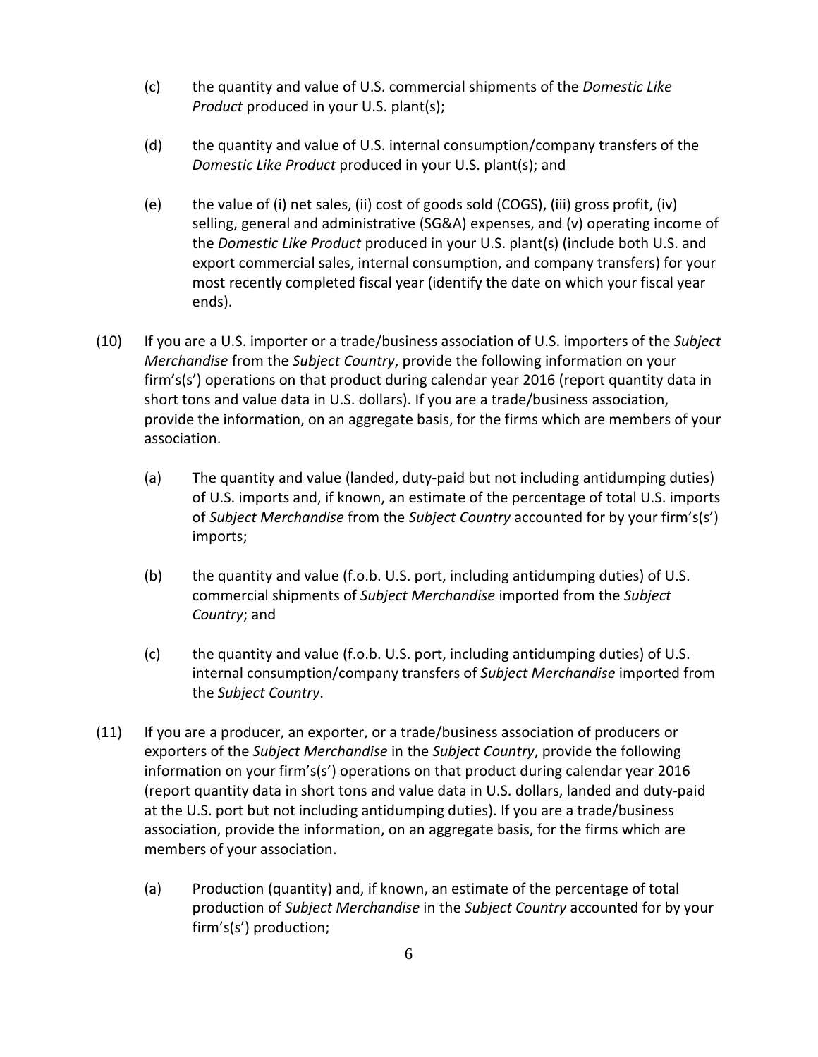(c) the quantity and value of U.S. commercial shipments of the *Domestic Like Product* produced in your U.S. plant(s);

(d) the quantity and value of U.S. internal consumption/company transfers of the *Domestic Like Product* produced in your U.S. plant(s); and

(e) the value of (i) net sales, (ii) cost of goods sold (COGS), (iii) gross profit, (iv) selling, general and administrative (SG&A) expenses, and (v) operating income of the *Domestic Like Product* produced in your U.S. plant(s) (include both U.S. and export commercial sales, internal consumption, and company transfers) for your most recently completed fiscal year (identify the date on which your fiscal year ends).

(10) If you are a U.S. importer or a trade/business association of U.S. importers of the *Subject Merchandise* from the *Subject Country*, provide the following information on your firm's(s') operations on that product during calendar year 2016 (report quantity data in short tons and value data in U.S. dollars). If you are a trade/business association, provide the information, on an aggregate basis, for the firms which are members of your association.

(a) The quantity and value (landed, duty-paid but not including antidumping duties) of U.S. imports and, if known, an estimate of the percentage of total U.S. imports of *Subject Merchandise* from the *Subject Country* accounted for by your firm's(s') imports;

(b) the quantity and value (f.o.b. U.S. port, including antidumping duties) of U.S. commercial shipments of *Subject Merchandise* imported from the *Subject Country*; and

(c) the quantity and value (f.o.b. U.S. port, including antidumping duties) of U.S. internal consumption/company transfers of *Subject Merchandise* imported from the *Subject Country*.

(11) If you are a producer, an exporter, or a trade/business association of producers or exporters of the *Subject Merchandise* in the *Subject Country*, provide the following information on your firm's(s') operations on that product during calendar year 2016 (report quantity data in short tons and value data in U.S. dollars, landed and duty-paid at the U.S. port but not including antidumping duties). If you are a trade/business association, provide the information, on an aggregate basis, for the firms which are members of your association.

(a) Production (quantity) and, if known, an estimate of the percentage of total production of *Subject Merchandise* in the *Subject Country* accounted for by your firm's(s') production;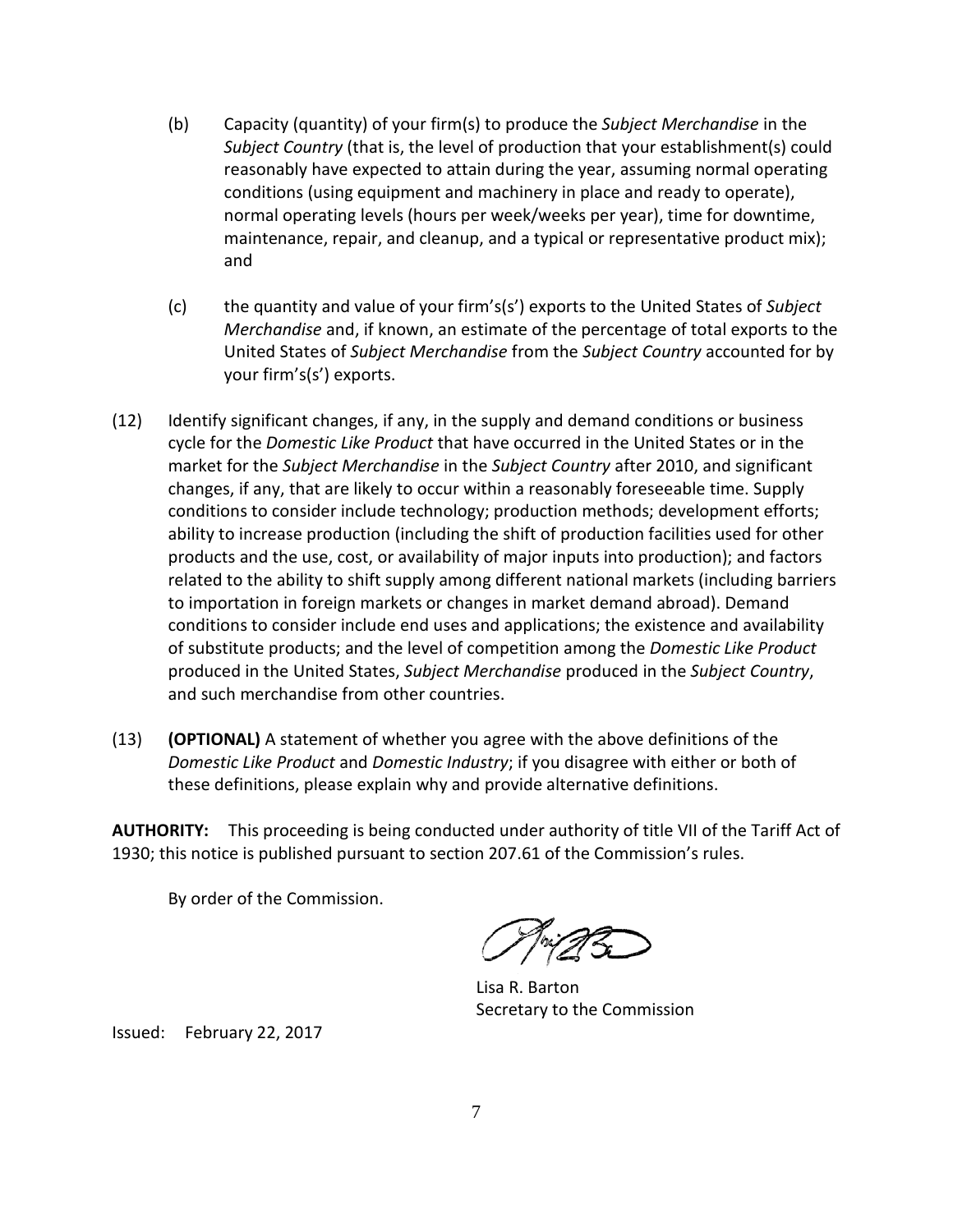(b) Capacity (quantity) of your firm(s) to produce the *Subject Merchandise* in the *Subject Country* (that is, the level of production that your establishment(s) could reasonably have expected to attain during the year, assuming normal operating conditions (using equipment and machinery in place and ready to operate), normal operating levels (hours per week/weeks per year), time for downtime, maintenance, repair, and cleanup, and a typical or representative product mix); and

(c) the quantity and value of your firm's(s') exports to the United States of *Subject Merchandise* and, if known, an estimate of the percentage of total exports to the United States of *Subject Merchandise* from the *Subject Country* accounted for by your firm's(s') exports.

(12) Identify significant changes, if any, in the supply and demand conditions or business cycle for the *Domestic Like Product* that have occurred in the United States or in the market for the *Subject Merchandise* in the *Subject Country* after 2010, and significant changes, if any, that are likely to occur within a reasonably foreseeable time. Supply conditions to consider include technology; production methods; development efforts; ability to increase production (including the shift of production facilities used for other products and the use, cost, or availability of major inputs into production); and factors related to the ability to shift supply among different national markets (including barriers to importation in foreign markets or changes in market demand abroad). Demand conditions to consider include end uses and applications; the existence and availability of substitute products; and the level of competition among the *Domestic Like Product* produced in the United States, *Subject Merchandise* produced in the *Subject Country*, and such merchandise from other countries.

(13) **(OPTIONAL)** A statement of whether you agree with the above definitions of the *Domestic Like Product* and *Domestic Industry*; if you disagree with either or both of these definitions, please explain why and provide alternative definitions.

**AUTHORITY:** This proceeding is being conducted under authority of title VII of the Tariff Act of 1930; this notice is published pursuant to section 207.61 of the Commission's rules.

By order of the Commission.

Lisa R. Barton
Secretary to the Commission

Issued: February 22, 2017